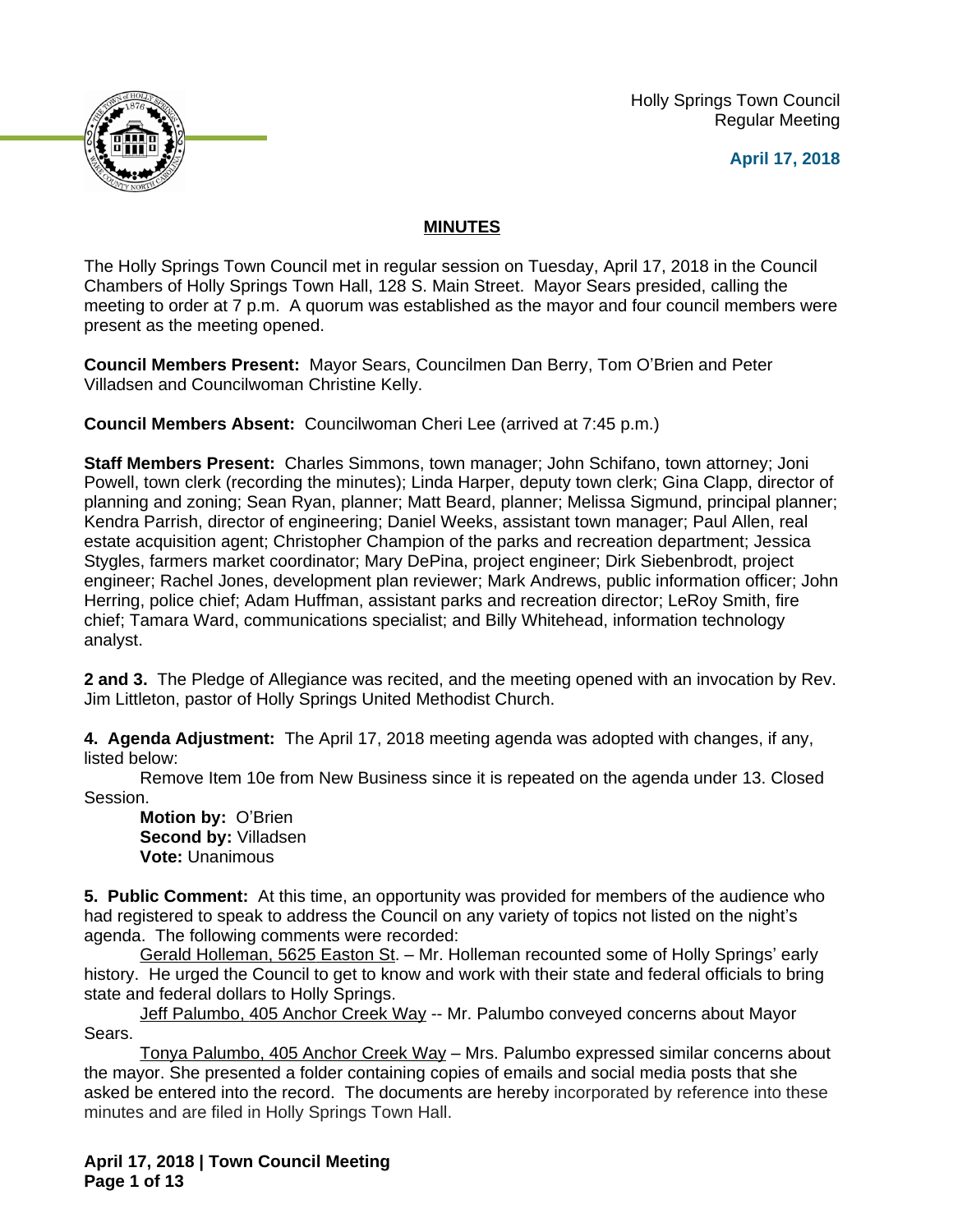Holly Springs Town Council
Regular Meeting

**April 17, 2018**

## MINUTES

The Holly Springs Town Council met in regular session on Tuesday, April 17, 2018 in the Council Chambers of Holly Springs Town Hall, 128 S. Main Street. Mayor Sears presided, calling the meeting to order at 7 p.m. A quorum was established as the mayor and four council members were present as the meeting opened.

**Council Members Present:** Mayor Sears, Councilmen Dan Berry, Tom O'Brien and Peter Villadsen and Councilwoman Christine Kelly.

**Council Members Absent:** Councilwoman Cheri Lee (arrived at 7:45 p.m.)

**Staff Members Present:** Charles Simmons, town manager; John Schifano, town attorney; Joni Powell, town clerk (recording the minutes); Linda Harper, deputy town clerk; Gina Clapp, director of planning and zoning; Sean Ryan, planner; Matt Beard, planner; Melissa Sigmund, principal planner; Kendra Parrish, director of engineering; Daniel Weeks, assistant town manager; Paul Allen, real estate acquisition agent; Christopher Champion of the parks and recreation department; Jessica Stygles, farmers market coordinator; Mary DePina, project engineer; Dirk Siebenbrodt, project engineer; Rachel Jones, development plan reviewer; Mark Andrews, public information officer; John Herring, police chief; Adam Huffman, assistant parks and recreation director; LeRoy Smith, fire chief; Tamara Ward, communications specialist; and Billy Whitehead, information technology analyst.

**2 and 3.** The Pledge of Allegiance was recited, and the meeting opened with an invocation by Rev. Jim Littleton, pastor of Holly Springs United Methodist Church.

**4. Agenda Adjustment:** The April 17, 2018 meeting agenda was adopted with changes, if any, listed below:

Remove Item 10e from New Business since it is repeated on the agenda under 13. Closed Session.

**Motion by:** O'Brien
**Second by:** Villadsen
**Vote:** Unanimous

**5. Public Comment:** At this time, an opportunity was provided for members of the audience who had registered to speak to address the Council on any variety of topics not listed on the night's agenda. The following comments were recorded:

Gerald Holleman, 5625 Easton St. – Mr. Holleman recounted some of Holly Springs' early history. He urged the Council to get to know and work with their state and federal officials to bring state and federal dollars to Holly Springs.

Jeff Palumbo, 405 Anchor Creek Way -- Mr. Palumbo conveyed concerns about Mayor Sears.

Tonya Palumbo, 405 Anchor Creek Way – Mrs. Palumbo expressed similar concerns about the mayor. She presented a folder containing copies of emails and social media posts that she asked be entered into the record. The documents are hereby incorporated by reference into these minutes and are filed in Holly Springs Town Hall.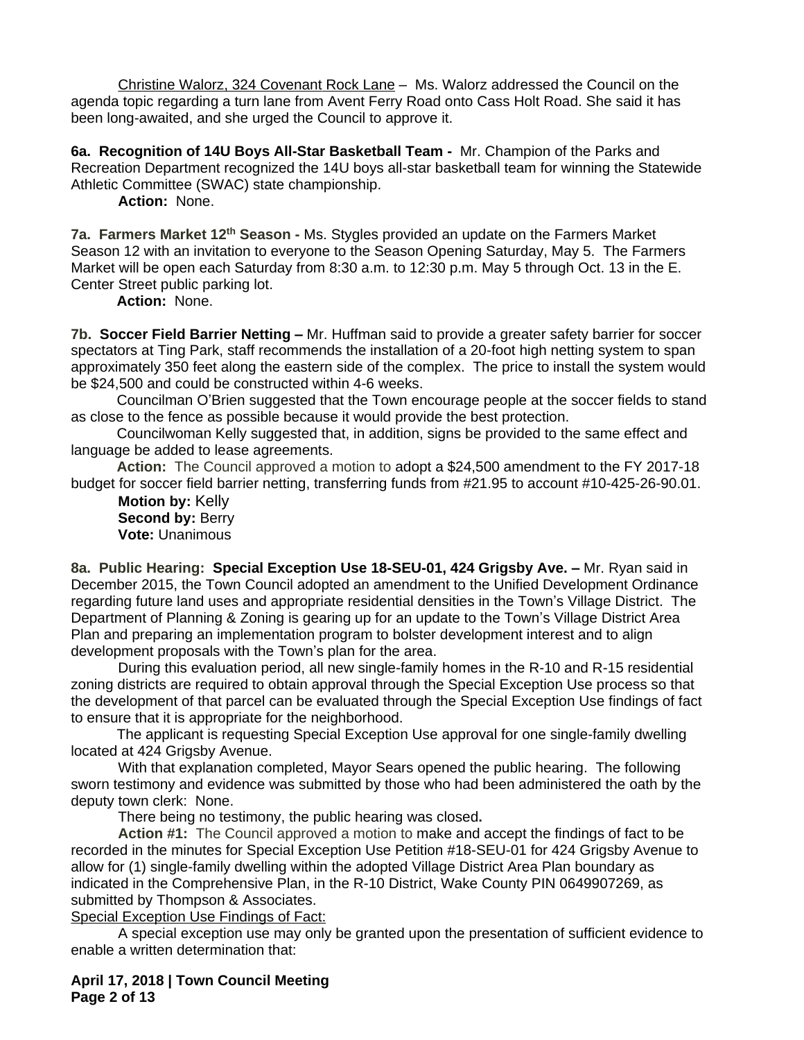Christine Walorz, 324 Covenant Rock Lane – Ms. Walorz addressed the Council on the agenda topic regarding a turn lane from Avent Ferry Road onto Cass Holt Road. She said it has been long-awaited, and she urged the Council to approve it.

**6a. Recognition of 14U Boys All-Star Basketball Team -** Mr. Champion of the Parks and Recreation Department recognized the 14U boys all-star basketball team for winning the Statewide Athletic Committee (SWAC) state championship.

**Action:** None.

**7a. Farmers Market 12th Season -** Ms. Stygles provided an update on the Farmers Market Season 12 with an invitation to everyone to the Season Opening Saturday, May 5. The Farmers Market will be open each Saturday from 8:30 a.m. to 12:30 p.m. May 5 through Oct. 13 in the E. Center Street public parking lot.

**Action:** None.

**7b. Soccer Field Barrier Netting –** Mr. Huffman said to provide a greater safety barrier for soccer spectators at Ting Park, staff recommends the installation of a 20-foot high netting system to span approximately 350 feet along the eastern side of the complex. The price to install the system would be $24,500 and could be constructed within 4-6 weeks.

Councilman O'Brien suggested that the Town encourage people at the soccer fields to stand as close to the fence as possible because it would provide the best protection.

Councilwoman Kelly suggested that, in addition, signs be provided to the same effect and language be added to lease agreements.

**Action:** The Council approved a motion to adopt a $24,500 amendment to the FY 2017-18 budget for soccer field barrier netting, transferring funds from #21.95 to account #10-425-26-90.01.

**Motion by:** Kelly
**Second by:** Berry
**Vote:** Unanimous

**8a. Public Hearing: Special Exception Use 18-SEU-01, 424 Grigsby Ave. –** Mr. Ryan said in December 2015, the Town Council adopted an amendment to the Unified Development Ordinance regarding future land uses and appropriate residential densities in the Town's Village District. The Department of Planning & Zoning is gearing up for an update to the Town's Village District Area Plan and preparing an implementation program to bolster development interest and to align development proposals with the Town's plan for the area.

During this evaluation period, all new single-family homes in the R-10 and R-15 residential zoning districts are required to obtain approval through the Special Exception Use process so that the development of that parcel can be evaluated through the Special Exception Use findings of fact to ensure that it is appropriate for the neighborhood.

The applicant is requesting Special Exception Use approval for one single-family dwelling located at 424 Grigsby Avenue.

With that explanation completed, Mayor Sears opened the public hearing. The following sworn testimony and evidence was submitted by those who had been administered the oath by the deputy town clerk: None.

There being no testimony, the public hearing was closed**.**

**Action #1:** The Council approved a motion to make and accept the findings of fact to be recorded in the minutes for Special Exception Use Petition #18-SEU-01 for 424 Grigsby Avenue to allow for (1) single-family dwelling within the adopted Village District Area Plan boundary as indicated in the Comprehensive Plan, in the R-10 District, Wake County PIN 0649907269, as submitted by Thompson & Associates.

Special Exception Use Findings of Fact:

A special exception use may only be granted upon the presentation of sufficient evidence to enable a written determination that: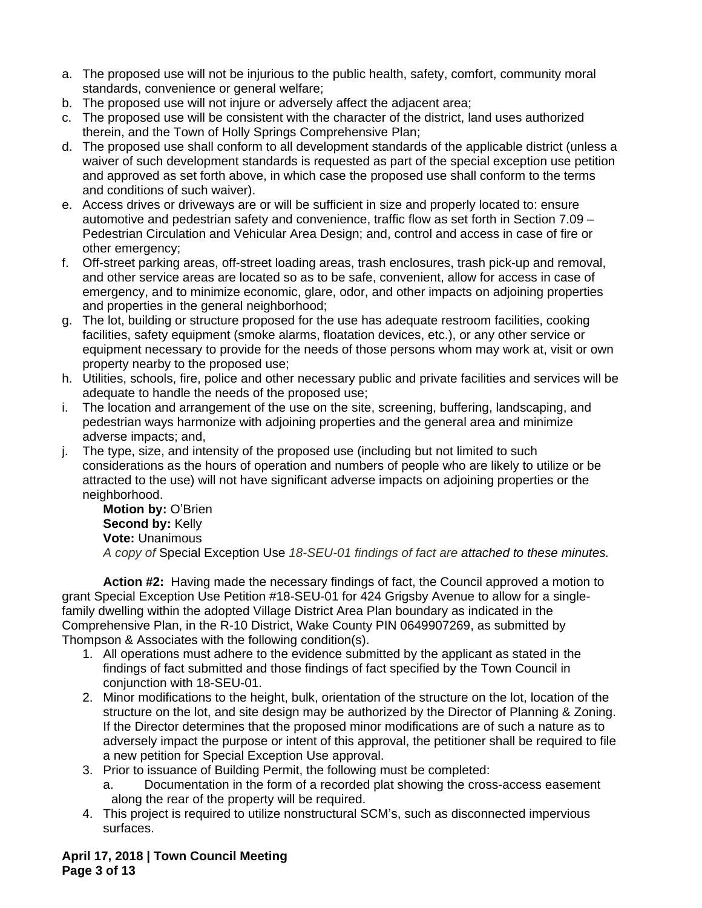a. The proposed use will not be injurious to the public health, safety, comfort, community moral standards, convenience or general welfare;
b. The proposed use will not injure or adversely affect the adjacent area;
c. The proposed use will be consistent with the character of the district, land uses authorized therein, and the Town of Holly Springs Comprehensive Plan;
d. The proposed use shall conform to all development standards of the applicable district (unless a waiver of such development standards is requested as part of the special exception use petition and approved as set forth above, in which case the proposed use shall conform to the terms and conditions of such waiver).
e. Access drives or driveways are or will be sufficient in size and properly located to: ensure automotive and pedestrian safety and convenience, traffic flow as set forth in Section 7.09 – Pedestrian Circulation and Vehicular Area Design; and, control and access in case of fire or other emergency;
f. Off-street parking areas, off-street loading areas, trash enclosures, trash pick-up and removal, and other service areas are located so as to be safe, convenient, allow for access in case of emergency, and to minimize economic, glare, odor, and other impacts on adjoining properties and properties in the general neighborhood;
g. The lot, building or structure proposed for the use has adequate restroom facilities, cooking facilities, safety equipment (smoke alarms, floatation devices, etc.), or any other service or equipment necessary to provide for the needs of those persons whom may work at, visit or own property nearby to the proposed use;
h. Utilities, schools, fire, police and other necessary public and private facilities and services will be adequate to handle the needs of the proposed use;
i. The location and arrangement of the use on the site, screening, buffering, landscaping, and pedestrian ways harmonize with adjoining properties and the general area and minimize adverse impacts; and,
j. The type, size, and intensity of the proposed use (including but not limited to such considerations as the hours of operation and numbers of people who are likely to utilize or be attracted to the use) will not have significant adverse impacts on adjoining properties or the neighborhood.

**Motion by:** O'Brien
**Second by:** Kelly
**Vote:** Unanimous
*A copy of* Special Exception Use *18-SEU-01 findings of fact are attached to these minutes.*

**Action #2:** Having made the necessary findings of fact, the Council approved a motion to grant Special Exception Use Petition #18-SEU-01 for 424 Grigsby Avenue to allow for a single-family dwelling within the adopted Village District Area Plan boundary as indicated in the Comprehensive Plan, in the R-10 District, Wake County PIN 0649907269, as submitted by Thompson & Associates with the following condition(s).

1. All operations must adhere to the evidence submitted by the applicant as stated in the findings of fact submitted and those findings of fact specified by the Town Council in conjunction with 18-SEU-01.
2. Minor modifications to the height, bulk, orientation of the structure on the lot, location of the structure on the lot, and site design may be authorized by the Director of Planning & Zoning. If the Director determines that the proposed minor modifications are of such a nature as to adversely impact the purpose or intent of this approval, the petitioner shall be required to file a new petition for Special Exception Use approval.
3. Prior to issuance of Building Permit, the following must be completed:
   a. Documentation in the form of a recorded plat showing the cross-access easement along the rear of the property will be required.
4. This project is required to utilize nonstructural SCM's, such as disconnected impervious surfaces.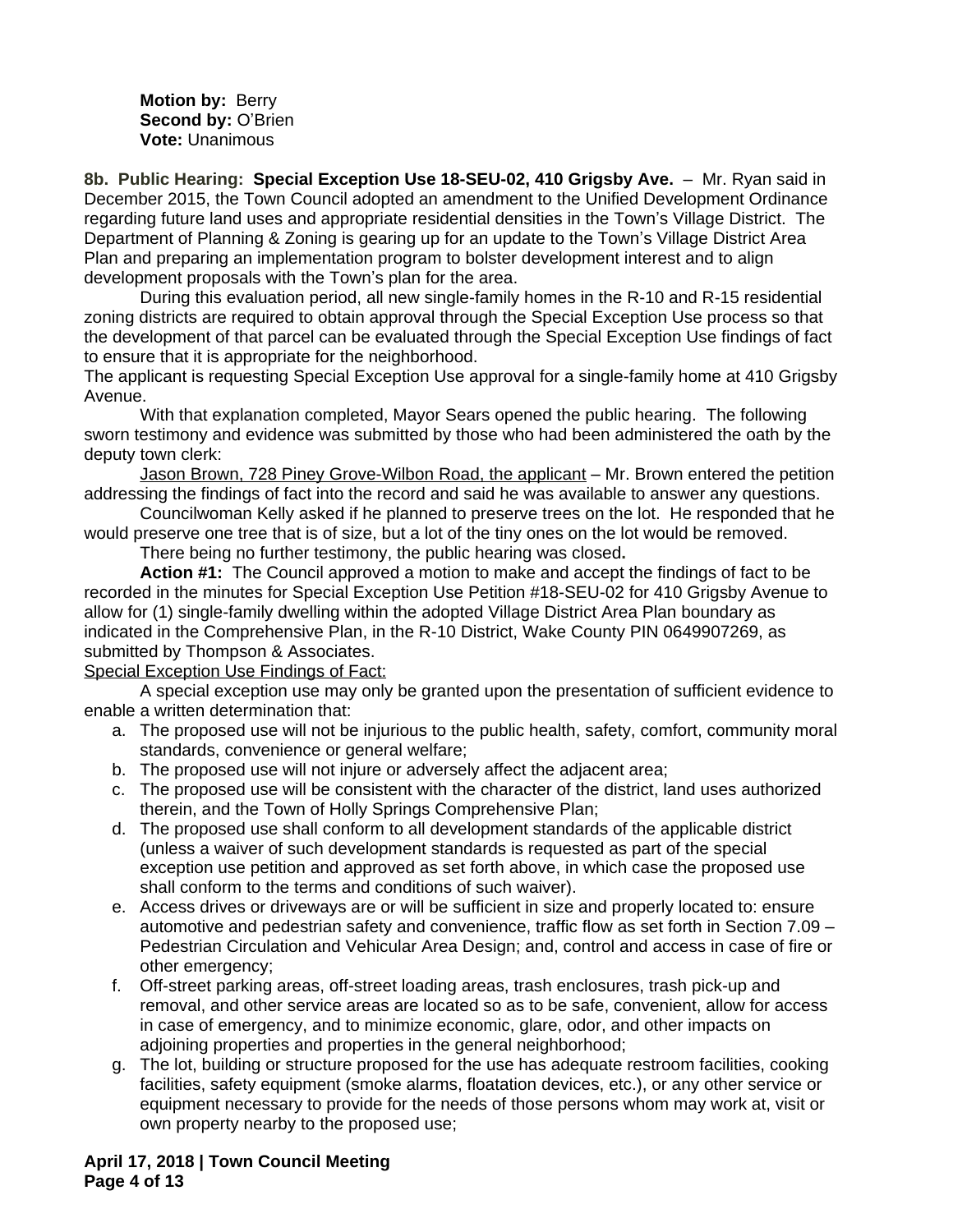**Motion by:** Berry
**Second by:** O'Brien
**Vote:** Unanimous

**8b. Public Hearing: Special Exception Use 18-SEU-02, 410 Grigsby Ave.** – Mr. Ryan said in December 2015, the Town Council adopted an amendment to the Unified Development Ordinance regarding future land uses and appropriate residential densities in the Town's Village District. The Department of Planning & Zoning is gearing up for an update to the Town's Village District Area Plan and preparing an implementation program to bolster development interest and to align development proposals with the Town's plan for the area.

During this evaluation period, all new single-family homes in the R-10 and R-15 residential zoning districts are required to obtain approval through the Special Exception Use process so that the development of that parcel can be evaluated through the Special Exception Use findings of fact to ensure that it is appropriate for the neighborhood.

The applicant is requesting Special Exception Use approval for a single-family home at 410 Grigsby Avenue.

With that explanation completed, Mayor Sears opened the public hearing. The following sworn testimony and evidence was submitted by those who had been administered the oath by the deputy town clerk:

Jason Brown, 728 Piney Grove-Wilbon Road, the applicant – Mr. Brown entered the petition addressing the findings of fact into the record and said he was available to answer any questions.

Councilwoman Kelly asked if he planned to preserve trees on the lot. He responded that he would preserve one tree that is of size, but a lot of the tiny ones on the lot would be removed.

There being no further testimony, the public hearing was closed**.**

**Action #1:** The Council approved a motion to make and accept the findings of fact to be recorded in the minutes for Special Exception Use Petition #18-SEU-02 for 410 Grigsby Avenue to allow for (1) single-family dwelling within the adopted Village District Area Plan boundary as indicated in the Comprehensive Plan, in the R-10 District, Wake County PIN 0649907269, as submitted by Thompson & Associates.

Special Exception Use Findings of Fact:

A special exception use may only be granted upon the presentation of sufficient evidence to enable a written determination that:

a. The proposed use will not be injurious to the public health, safety, comfort, community moral standards, convenience or general welfare;
b. The proposed use will not injure or adversely affect the adjacent area;
c. The proposed use will be consistent with the character of the district, land uses authorized therein, and the Town of Holly Springs Comprehensive Plan;
d. The proposed use shall conform to all development standards of the applicable district (unless a waiver of such development standards is requested as part of the special exception use petition and approved as set forth above, in which case the proposed use shall conform to the terms and conditions of such waiver).
e. Access drives or driveways are or will be sufficient in size and properly located to: ensure automotive and pedestrian safety and convenience, traffic flow as set forth in Section 7.09 – Pedestrian Circulation and Vehicular Area Design; and, control and access in case of fire or other emergency;
f. Off-street parking areas, off-street loading areas, trash enclosures, trash pick-up and removal, and other service areas are located so as to be safe, convenient, allow for access in case of emergency, and to minimize economic, glare, odor, and other impacts on adjoining properties and properties in the general neighborhood;
g. The lot, building or structure proposed for the use has adequate restroom facilities, cooking facilities, safety equipment (smoke alarms, floatation devices, etc.), or any other service or equipment necessary to provide for the needs of those persons whom may work at, visit or own property nearby to the proposed use;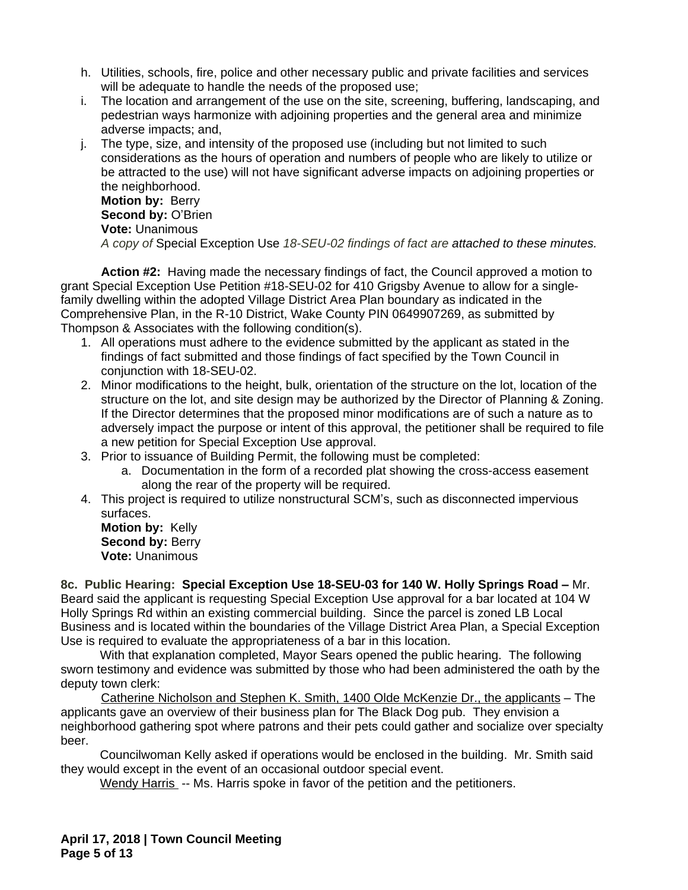h. Utilities, schools, fire, police and other necessary public and private facilities and services will be adequate to handle the needs of the proposed use;
i. The location and arrangement of the use on the site, screening, buffering, landscaping, and pedestrian ways harmonize with adjoining properties and the general area and minimize adverse impacts; and,
j. The type, size, and intensity of the proposed use (including but not limited to such considerations as the hours of operation and numbers of people who are likely to utilize or be attracted to the use) will not have significant adverse impacts on adjoining properties or the neighborhood.

**Motion by:** Berry
**Second by:** O'Brien
**Vote:** Unanimous
*A copy of* Special Exception Use *18-SEU-02 findings of fact are attached to these minutes.*

**Action #2:** Having made the necessary findings of fact, the Council approved a motion to grant Special Exception Use Petition #18-SEU-02 for 410 Grigsby Avenue to allow for a single-family dwelling within the adopted Village District Area Plan boundary as indicated in the Comprehensive Plan, in the R-10 District, Wake County PIN 0649907269, as submitted by Thompson & Associates with the following condition(s).

1. All operations must adhere to the evidence submitted by the applicant as stated in the findings of fact submitted and those findings of fact specified by the Town Council in conjunction with 18-SEU-02.
2. Minor modifications to the height, bulk, orientation of the structure on the lot, location of the structure on the lot, and site design may be authorized by the Director of Planning & Zoning. If the Director determines that the proposed minor modifications are of such a nature as to adversely impact the purpose or intent of this approval, the petitioner shall be required to file a new petition for Special Exception Use approval.
3. Prior to issuance of Building Permit, the following must be completed:
    a. Documentation in the form of a recorded plat showing the cross-access easement along the rear of the property will be required.
4. This project is required to utilize nonstructural SCM's, such as disconnected impervious surfaces.

**Motion by:** Kelly
**Second by:** Berry
**Vote:** Unanimous

**8c. Public Hearing: Special Exception Use 18-SEU-03 for 140 W. Holly Springs Road –** Mr. Beard said the applicant is requesting Special Exception Use approval for a bar located at 104 W Holly Springs Rd within an existing commercial building. Since the parcel is zoned LB Local Business and is located within the boundaries of the Village District Area Plan, a Special Exception Use is required to evaluate the appropriateness of a bar in this location.

With that explanation completed, Mayor Sears opened the public hearing. The following sworn testimony and evidence was submitted by those who had been administered the oath by the deputy town clerk:

Catherine Nicholson and Stephen K. Smith, 1400 Olde McKenzie Dr., the applicants – The applicants gave an overview of their business plan for The Black Dog pub. They envision a neighborhood gathering spot where patrons and their pets could gather and socialize over specialty beer.

Councilwoman Kelly asked if operations would be enclosed in the building. Mr. Smith said they would except in the event of an occasional outdoor special event.

Wendy Harris -- Ms. Harris spoke in favor of the petition and the petitioners.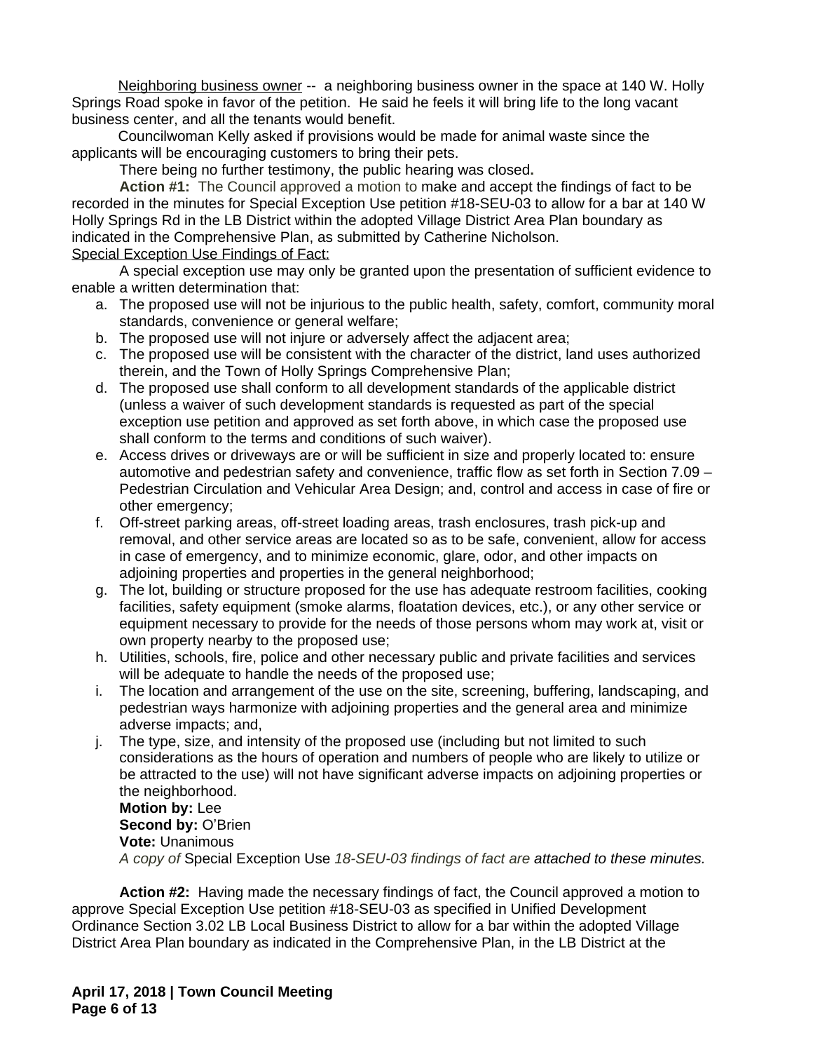Neighboring business owner -- a neighboring business owner in the space at 140 W. Holly Springs Road spoke in favor of the petition. He said he feels it will bring life to the long vacant business center, and all the tenants would benefit.

Councilwoman Kelly asked if provisions would be made for animal waste since the applicants will be encouraging customers to bring their pets.

There being no further testimony, the public hearing was closed**.**

**Action #1:** The Council approved a motion to make and accept the findings of fact to be recorded in the minutes for Special Exception Use petition #18-SEU-03 to allow for a bar at 140 W Holly Springs Rd in the LB District within the adopted Village District Area Plan boundary as indicated in the Comprehensive Plan, as submitted by Catherine Nicholson.

Special Exception Use Findings of Fact:

A special exception use may only be granted upon the presentation of sufficient evidence to enable a written determination that:

a. The proposed use will not be injurious to the public health, safety, comfort, community moral standards, convenience or general welfare;
b. The proposed use will not injure or adversely affect the adjacent area;
c. The proposed use will be consistent with the character of the district, land uses authorized therein, and the Town of Holly Springs Comprehensive Plan;
d. The proposed use shall conform to all development standards of the applicable district (unless a waiver of such development standards is requested as part of the special exception use petition and approved as set forth above, in which case the proposed use shall conform to the terms and conditions of such waiver).
e. Access drives or driveways are or will be sufficient in size and properly located to: ensure automotive and pedestrian safety and convenience, traffic flow as set forth in Section 7.09 – Pedestrian Circulation and Vehicular Area Design; and, control and access in case of fire or other emergency;
f. Off-street parking areas, off-street loading areas, trash enclosures, trash pick-up and removal, and other service areas are located so as to be safe, convenient, allow for access in case of emergency, and to minimize economic, glare, odor, and other impacts on adjoining properties and properties in the general neighborhood;
g. The lot, building or structure proposed for the use has adequate restroom facilities, cooking facilities, safety equipment (smoke alarms, floatation devices, etc.), or any other service or equipment necessary to provide for the needs of those persons whom may work at, visit or own property nearby to the proposed use;
h. Utilities, schools, fire, police and other necessary public and private facilities and services will be adequate to handle the needs of the proposed use;
i. The location and arrangement of the use on the site, screening, buffering, landscaping, and pedestrian ways harmonize with adjoining properties and the general area and minimize adverse impacts; and,
j. The type, size, and intensity of the proposed use (including but not limited to such considerations as the hours of operation and numbers of people who are likely to utilize or be attracted to the use) will not have significant adverse impacts on adjoining properties or the neighborhood.

**Motion by:** Lee
**Second by:** O'Brien
**Vote:** Unanimous
*A copy of* Special Exception Use *18-SEU-03 findings of fact are attached to these minutes.*

**Action #2:** Having made the necessary findings of fact, the Council approved a motion to approve Special Exception Use petition #18-SEU-03 as specified in Unified Development Ordinance Section 3.02 LB Local Business District to allow for a bar within the adopted Village District Area Plan boundary as indicated in the Comprehensive Plan, in the LB District at the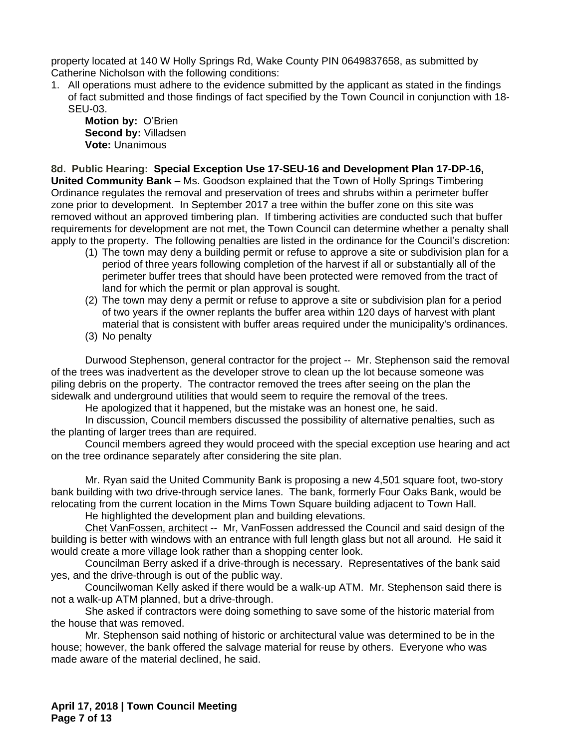property located at 140 W Holly Springs Rd, Wake County PIN 0649837658, as submitted by Catherine Nicholson with the following conditions:

1. All operations must adhere to the evidence submitted by the applicant as stated in the findings of fact submitted and those findings of fact specified by the Town Council in conjunction with 18-SEU-03.

   **Motion by:** O'Brien
   **Second by:** Villadsen
   **Vote:** Unanimous

**8d. Public Hearing: Special Exception Use 17-SEU-16 and Development Plan 17-DP-16, United Community Bank –** Ms. Goodson explained that the Town of Holly Springs Timbering Ordinance regulates the removal and preservation of trees and shrubs within a perimeter buffer zone prior to development. In September 2017 a tree within the buffer zone on this site was removed without an approved timbering plan. If timbering activities are conducted such that buffer requirements for development are not met, the Town Council can determine whether a penalty shall apply to the property. The following penalties are listed in the ordinance for the Council's discretion:

(1) The town may deny a building permit or refuse to approve a site or subdivision plan for a period of three years following completion of the harvest if all or substantially all of the perimeter buffer trees that should have been protected were removed from the tract of land for which the permit or plan approval is sought.
(2) The town may deny a permit or refuse to approve a site or subdivision plan for a period of two years if the owner replants the buffer area within 120 days of harvest with plant material that is consistent with buffer areas required under the municipality's ordinances.
(3) No penalty

Durwood Stephenson, general contractor for the project -- Mr. Stephenson said the removal of the trees was inadvertent as the developer strove to clean up the lot because someone was piling debris on the property. The contractor removed the trees after seeing on the plan the sidewalk and underground utilities that would seem to require the removal of the trees.

He apologized that it happened, but the mistake was an honest one, he said.

In discussion, Council members discussed the possibility of alternative penalties, such as the planting of larger trees than are required.

Council members agreed they would proceed with the special exception use hearing and act on the tree ordinance separately after considering the site plan.

Mr. Ryan said the United Community Bank is proposing a new 4,501 square foot, two-story bank building with two drive-through service lanes. The bank, formerly Four Oaks Bank, would be relocating from the current location in the Mims Town Square building adjacent to Town Hall.

He highlighted the development plan and building elevations.

Chet VanFossen, architect -- Mr, VanFossen addressed the Council and said design of the building is better with windows with an entrance with full length glass but not all around. He said it would create a more village look rather than a shopping center look.

Councilman Berry asked if a drive-through is necessary. Representatives of the bank said yes, and the drive-through is out of the public way.

Councilwoman Kelly asked if there would be a walk-up ATM. Mr. Stephenson said there is not a walk-up ATM planned, but a drive-through.

She asked if contractors were doing something to save some of the historic material from the house that was removed.

Mr. Stephenson said nothing of historic or architectural value was determined to be in the house; however, the bank offered the salvage material for reuse by others. Everyone who was made aware of the material declined, he said.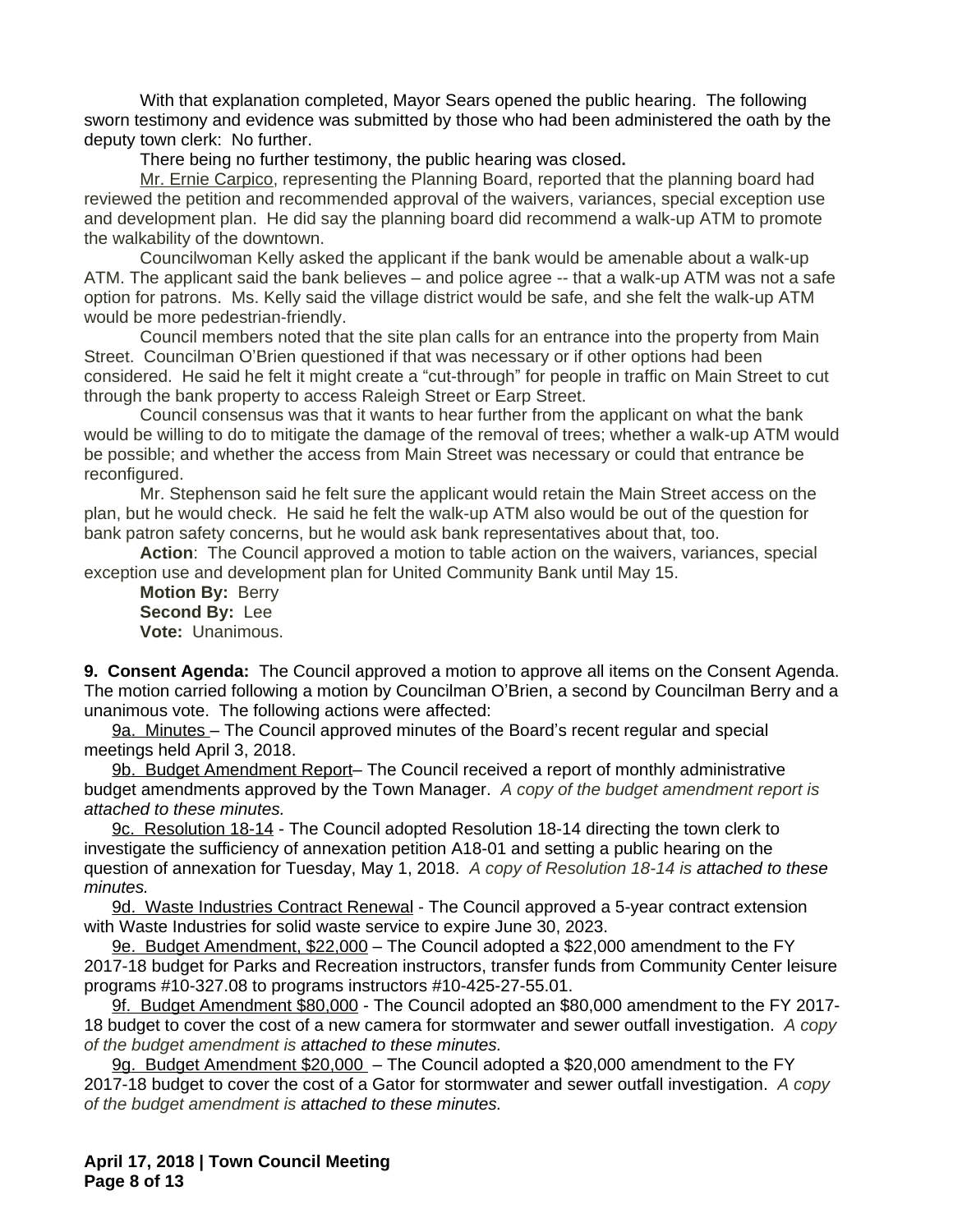With that explanation completed, Mayor Sears opened the public hearing. The following sworn testimony and evidence was submitted by those who had been administered the oath by the deputy town clerk: No further.

There being no further testimony, the public hearing was closed**.**

Mr. Ernie Carpico, representing the Planning Board, reported that the planning board had reviewed the petition and recommended approval of the waivers, variances, special exception use and development plan. He did say the planning board did recommend a walk-up ATM to promote the walkability of the downtown.

Councilwoman Kelly asked the applicant if the bank would be amenable about a walk-up ATM. The applicant said the bank believes – and police agree -- that a walk-up ATM was not a safe option for patrons. Ms. Kelly said the village district would be safe, and she felt the walk-up ATM would be more pedestrian-friendly.

Council members noted that the site plan calls for an entrance into the property from Main Street. Councilman O'Brien questioned if that was necessary or if other options had been considered. He said he felt it might create a "cut-through" for people in traffic on Main Street to cut through the bank property to access Raleigh Street or Earp Street.

Council consensus was that it wants to hear further from the applicant on what the bank would be willing to do to mitigate the damage of the removal of trees; whether a walk-up ATM would be possible; and whether the access from Main Street was necessary or could that entrance be reconfigured.

Mr. Stephenson said he felt sure the applicant would retain the Main Street access on the plan, but he would check. He said he felt the walk-up ATM also would be out of the question for bank patron safety concerns, but he would ask bank representatives about that, too.

**Action**: The Council approved a motion to table action on the waivers, variances, special exception use and development plan for United Community Bank until May 15.

**Motion By:** Berry
**Second By:** Lee
**Vote:** Unanimous.

**9. Consent Agenda:** The Council approved a motion to approve all items on the Consent Agenda. The motion carried following a motion by Councilman O'Brien, a second by Councilman Berry and a unanimous vote. The following actions were affected:

9a. Minutes – The Council approved minutes of the Board's recent regular and special meetings held April 3, 2018.

9b. Budget Amendment Report– The Council received a report of monthly administrative budget amendments approved by the Town Manager. *A copy of the budget amendment report is attached to these minutes.*

9c. Resolution 18-14 - The Council adopted Resolution 18-14 directing the town clerk to investigate the sufficiency of annexation petition A18-01 and setting a public hearing on the question of annexation for Tuesday, May 1, 2018. *A copy of Resolution 18-14 is attached to these minutes.*

9d. Waste Industries Contract Renewal - The Council approved a 5-year contract extension with Waste Industries for solid waste service to expire June 30, 2023.

9e. Budget Amendment, $22,000 – The Council adopted a $22,000 amendment to the FY 2017-18 budget for Parks and Recreation instructors, transfer funds from Community Center leisure programs #10-327.08 to programs instructors #10-425-27-55.01.

9f. Budget Amendment $80,000 - The Council adopted an $80,000 amendment to the FY 2017-18 budget to cover the cost of a new camera for stormwater and sewer outfall investigation. *A copy of the budget amendment is attached to these minutes.*

9g. Budget Amendment $20,000 – The Council adopted a $20,000 amendment to the FY 2017-18 budget to cover the cost of a Gator for stormwater and sewer outfall investigation. *A copy of the budget amendment is attached to these minutes.*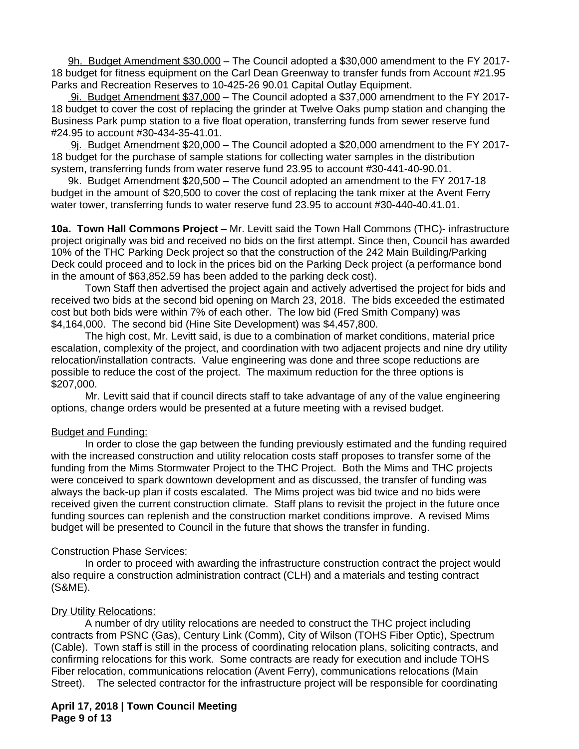<u>9h. Budget Amendment $30,000</u> – The Council adopted a $30,000 amendment to the FY 2017-18 budget for fitness equipment on the Carl Dean Greenway to transfer funds from Account #21.95 Parks and Recreation Reserves to 10-425-26 90.01 Capital Outlay Equipment.

<u>9i. Budget Amendment $37,000</u> – The Council adopted a $37,000 amendment to the FY 2017-18 budget to cover the cost of replacing the grinder at Twelve Oaks pump station and changing the Business Park pump station to a five float operation, transferring funds from sewer reserve fund #24.95 to account #30-434-35-41.01.

<u>9j. Budget Amendment $20,000</u> – The Council adopted a $20,000 amendment to the FY 2017-18 budget for the purchase of sample stations for collecting water samples in the distribution system, transferring funds from water reserve fund 23.95 to account #30-441-40-90.01.

<u>9k. Budget Amendment $20,500</u> – The Council adopted an amendment to the FY 2017-18 budget in the amount of $20,500 to cover the cost of replacing the tank mixer at the Avent Ferry water tower, transferring funds to water reserve fund 23.95 to account #30-440-40.41.01.

**10a. Town Hall Commons Project** – Mr. Levitt said the Town Hall Commons (THC)- infrastructure project originally was bid and received no bids on the first attempt. Since then, Council has awarded 10% of the THC Parking Deck project so that the construction of the 242 Main Building/Parking Deck could proceed and to lock in the prices bid on the Parking Deck project (a performance bond in the amount of $63,852.59 has been added to the parking deck cost).

Town Staff then advertised the project again and actively advertised the project for bids and received two bids at the second bid opening on March 23, 2018. The bids exceeded the estimated cost but both bids were within 7% of each other. The low bid (Fred Smith Company) was $4,164,000. The second bid (Hine Site Development) was $4,457,800.

The high cost, Mr. Levitt said, is due to a combination of market conditions, material price escalation, complexity of the project, and coordination with two adjacent projects and nine dry utility relocation/installation contracts. Value engineering was done and three scope reductions are possible to reduce the cost of the project. The maximum reduction for the three options is $207,000.

Mr. Levitt said that if council directs staff to take advantage of any of the value engineering options, change orders would be presented at a future meeting with a revised budget.

<u>Budget and Funding:</u>

In order to close the gap between the funding previously estimated and the funding required with the increased construction and utility relocation costs staff proposes to transfer some of the funding from the Mims Stormwater Project to the THC Project. Both the Mims and THC projects were conceived to spark downtown development and as discussed, the transfer of funding was always the back-up plan if costs escalated. The Mims project was bid twice and no bids were received given the current construction climate. Staff plans to revisit the project in the future once funding sources can replenish and the construction market conditions improve. A revised Mims budget will be presented to Council in the future that shows the transfer in funding.

<u>Construction Phase Services:</u>

In order to proceed with awarding the infrastructure construction contract the project would also require a construction administration contract (CLH) and a materials and testing contract (S&ME).

<u>Dry Utility Relocations:</u>

A number of dry utility relocations are needed to construct the THC project including contracts from PSNC (Gas), Century Link (Comm), City of Wilson (TOHS Fiber Optic), Spectrum (Cable). Town staff is still in the process of coordinating relocation plans, soliciting contracts, and confirming relocations for this work. Some contracts are ready for execution and include TOHS Fiber relocation, communications relocation (Avent Ferry), communications relocations (Main Street). The selected contractor for the infrastructure project will be responsible for coordinating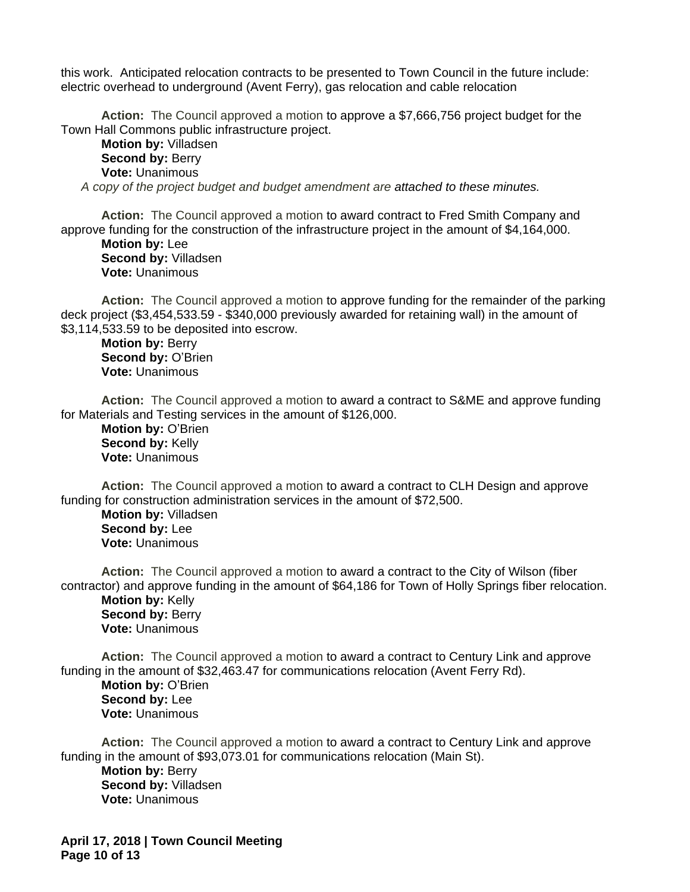this work.  Anticipated relocation contracts to be presented to Town Council in the future include: electric overhead to underground (Avent Ferry), gas relocation and cable relocation

**Action:** The Council approved a motion to approve a $7,666,756 project budget for the Town Hall Commons public infrastructure project.
**Motion by:** Villadsen
**Second by:** Berry
**Vote:** Unanimous
*A copy of the project budget and budget amendment are attached to these minutes.*

**Action:** The Council approved a motion to award contract to Fred Smith Company and approve funding for the construction of the infrastructure project in the amount of $4,164,000.
**Motion by:** Lee
**Second by:** Villadsen
**Vote:** Unanimous

**Action:** The Council approved a motion to approve funding for the remainder of the parking deck project ($3,454,533.59 - $340,000 previously awarded for retaining wall) in the amount of $3,114,533.59 to be deposited into escrow.
**Motion by:** Berry
**Second by:** O'Brien
**Vote:** Unanimous

**Action:** The Council approved a motion to award a contract to S&ME and approve funding for Materials and Testing services in the amount of $126,000.
**Motion by:** O'Brien
**Second by:** Kelly
**Vote:** Unanimous

**Action:** The Council approved a motion to award a contract to CLH Design and approve funding for construction administration services in the amount of $72,500.
**Motion by:** Villadsen
**Second by:** Lee
**Vote:** Unanimous

**Action:** The Council approved a motion to award a contract to the City of Wilson (fiber contractor) and approve funding in the amount of $64,186 for Town of Holly Springs fiber relocation.
**Motion by:** Kelly
**Second by:** Berry
**Vote:** Unanimous

**Action:** The Council approved a motion to award a contract to Century Link and approve funding in the amount of $32,463.47 for communications relocation (Avent Ferry Rd).
**Motion by:** O'Brien
**Second by:** Lee
**Vote:** Unanimous

**Action:** The Council approved a motion to award a contract to Century Link and approve funding in the amount of $93,073.01 for communications relocation (Main St).
**Motion by:** Berry
**Second by:** Villadsen
**Vote:** Unanimous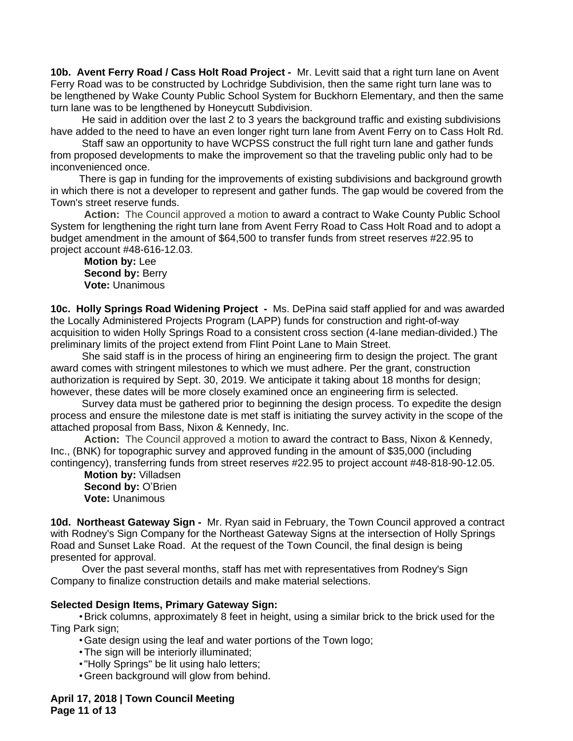**10b. Avent Ferry Road / Cass Holt Road Project -** Mr. Levitt said that a right turn lane on Avent Ferry Road was to be constructed by Lochridge Subdivision, then the same right turn lane was to be lengthened by Wake County Public School System for Buckhorn Elementary, and then the same turn lane was to be lengthened by Honeycutt Subdivision.

He said in addition over the last 2 to 3 years the background traffic and existing subdivisions have added to the need to have an even longer right turn lane from Avent Ferry on to Cass Holt Rd.

Staff saw an opportunity to have WCPSS construct the full right turn lane and gather funds from proposed developments to make the improvement so that the traveling public only had to be inconvenienced once.

There is gap in funding for the improvements of existing subdivisions and background growth in which there is not a developer to represent and gather funds. The gap would be covered from the Town's street reserve funds.

**Action:** The Council approved a motion to award a contract to Wake County Public School System for lengthening the right turn lane from Avent Ferry Road to Cass Holt Road and to adopt a budget amendment in the amount of $64,500 to transfer funds from street reserves #22.95 to project account #48-616-12.03.

**Motion by:** Lee
**Second by:** Berry
**Vote:** Unanimous

**10c. Holly Springs Road Widening Project -** Ms. DePina said staff applied for and was awarded the Locally Administered Projects Program (LAPP) funds for construction and right-of-way acquisition to widen Holly Springs Road to a consistent cross section (4-lane median-divided.) The preliminary limits of the project extend from Flint Point Lane to Main Street.

She said staff is in the process of hiring an engineering firm to design the project. The grant award comes with stringent milestones to which we must adhere. Per the grant, construction authorization is required by Sept. 30, 2019. We anticipate it taking about 18 months for design; however, these dates will be more closely examined once an engineering firm is selected.

Survey data must be gathered prior to beginning the design process. To expedite the design process and ensure the milestone date is met staff is initiating the survey activity in the scope of the attached proposal from Bass, Nixon & Kennedy, Inc.

**Action:** The Council approved a motion to award the contract to Bass, Nixon & Kennedy, Inc., (BNK) for topographic survey and approved funding in the amount of $35,000 (including contingency), transferring funds from street reserves #22.95 to project account #48-818-90-12.05.

**Motion by:** Villadsen
**Second by:** O'Brien
**Vote:** Unanimous

**10d. Northeast Gateway Sign -** Mr. Ryan said in February, the Town Council approved a contract with Rodney's Sign Company for the Northeast Gateway Signs at the intersection of Holly Springs Road and Sunset Lake Road. At the request of the Town Council, the final design is being presented for approval.

Over the past several months, staff has met with representatives from Rodney's Sign Company to finalize construction details and make material selections.

**Selected Design Items, Primary Gateway Sign:**

- Brick columns, approximately 8 feet in height, using a similar brick to the brick used for the Ting Park sign;
- Gate design using the leaf and water portions of the Town logo;
- The sign will be interiorly illuminated;
- "Holly Springs" be lit using halo letters;
- Green background will glow from behind.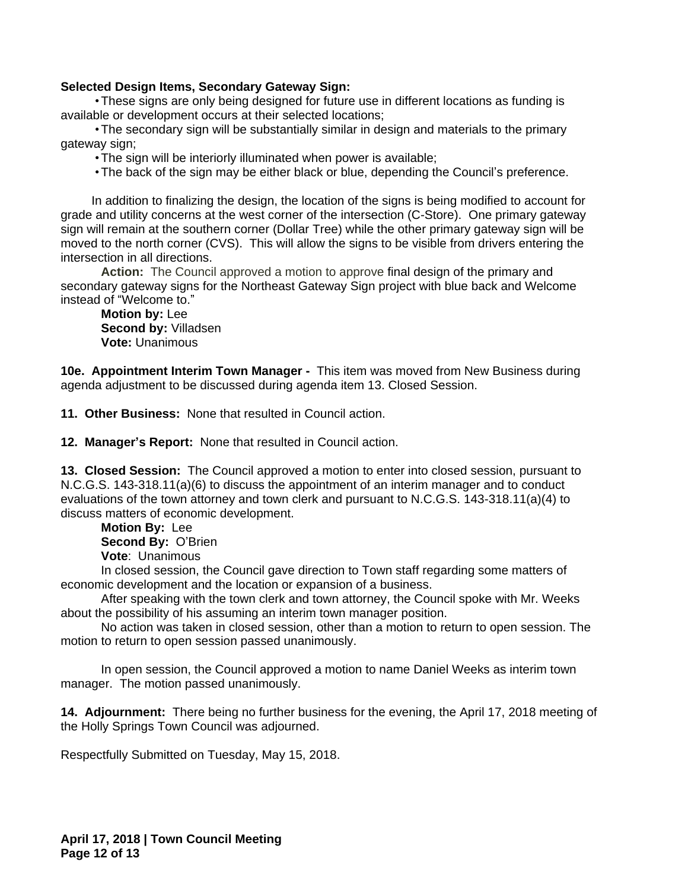**Selected Design Items, Secondary Gateway Sign:**

- These signs are only being designed for future use in different locations as funding is available or development occurs at their selected locations;
- The secondary sign will be substantially similar in design and materials to the primary gateway sign;
- The sign will be interiorly illuminated when power is available;
- The back of the sign may be either black or blue, depending the Council's preference.

In addition to finalizing the design, the location of the signs is being modified to account for grade and utility concerns at the west corner of the intersection (C-Store). One primary gateway sign will remain at the southern corner (Dollar Tree) while the other primary gateway sign will be moved to the north corner (CVS). This will allow the signs to be visible from drivers entering the intersection in all directions.

**Action:** The Council approved a motion to approve final design of the primary and secondary gateway signs for the Northeast Gateway Sign project with blue back and Welcome instead of "Welcome to."

**Motion by:** Lee
**Second by:** Villadsen
**Vote:** Unanimous

**10e. Appointment Interim Town Manager -** This item was moved from New Business during agenda adjustment to be discussed during agenda item 13. Closed Session.

**11. Other Business:** None that resulted in Council action.

**12. Manager's Report:** None that resulted in Council action.

**13. Closed Session:** The Council approved a motion to enter into closed session, pursuant to N.C.G.S. 143-318.11(a)(6) to discuss the appointment of an interim manager and to conduct evaluations of the town attorney and town clerk and pursuant to N.C.G.S. 143-318.11(a)(4) to discuss matters of economic development.

**Motion By:** Lee
**Second By:** O'Brien
**Vote**: Unanimous

In closed session, the Council gave direction to Town staff regarding some matters of economic development and the location or expansion of a business.

After speaking with the town clerk and town attorney, the Council spoke with Mr. Weeks about the possibility of his assuming an interim town manager position.

No action was taken in closed session, other than a motion to return to open session. The motion to return to open session passed unanimously.

In open session, the Council approved a motion to name Daniel Weeks as interim town manager. The motion passed unanimously.

**14. Adjournment:** There being no further business for the evening, the April 17, 2018 meeting of the Holly Springs Town Council was adjourned.

Respectfully Submitted on Tuesday, May 15, 2018.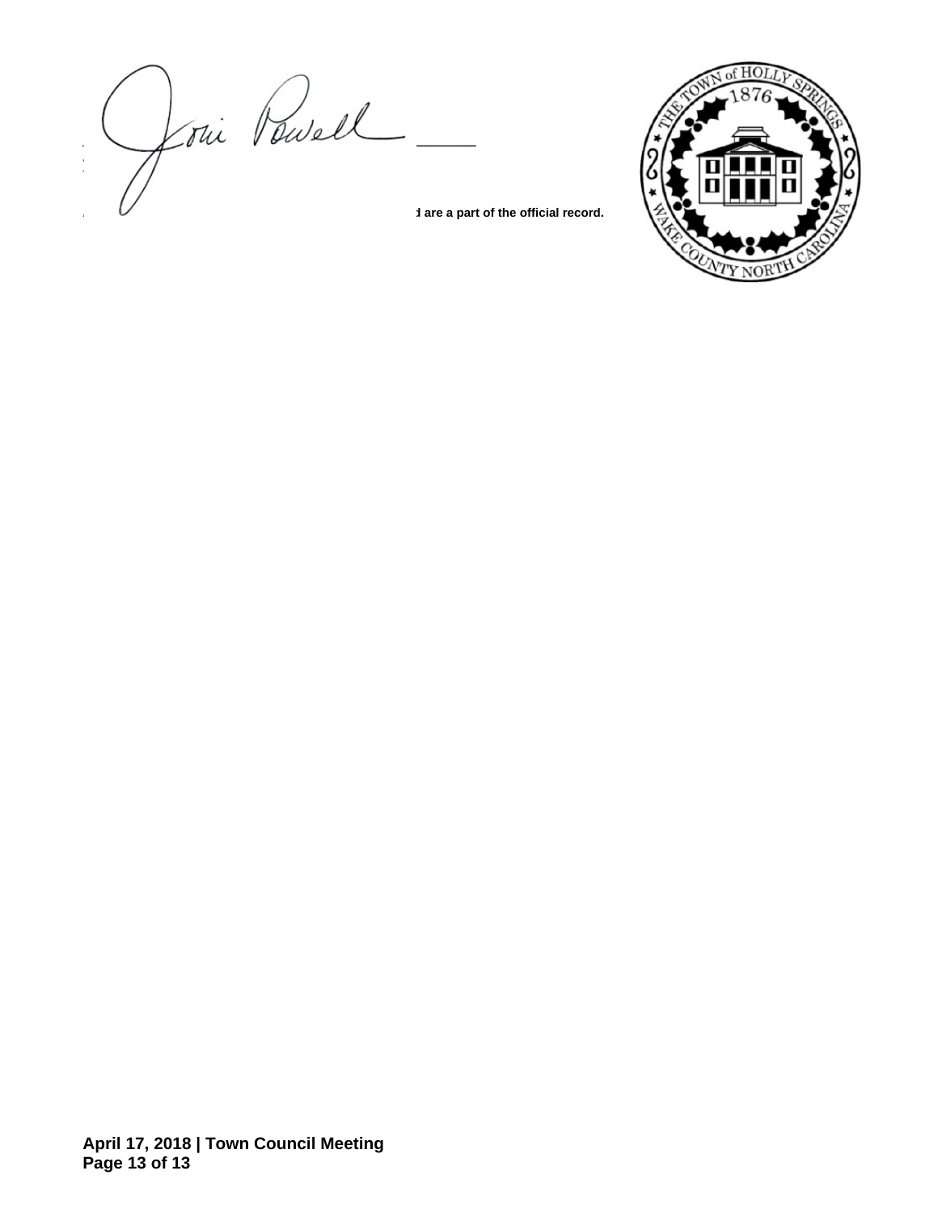d are a part of the official record.